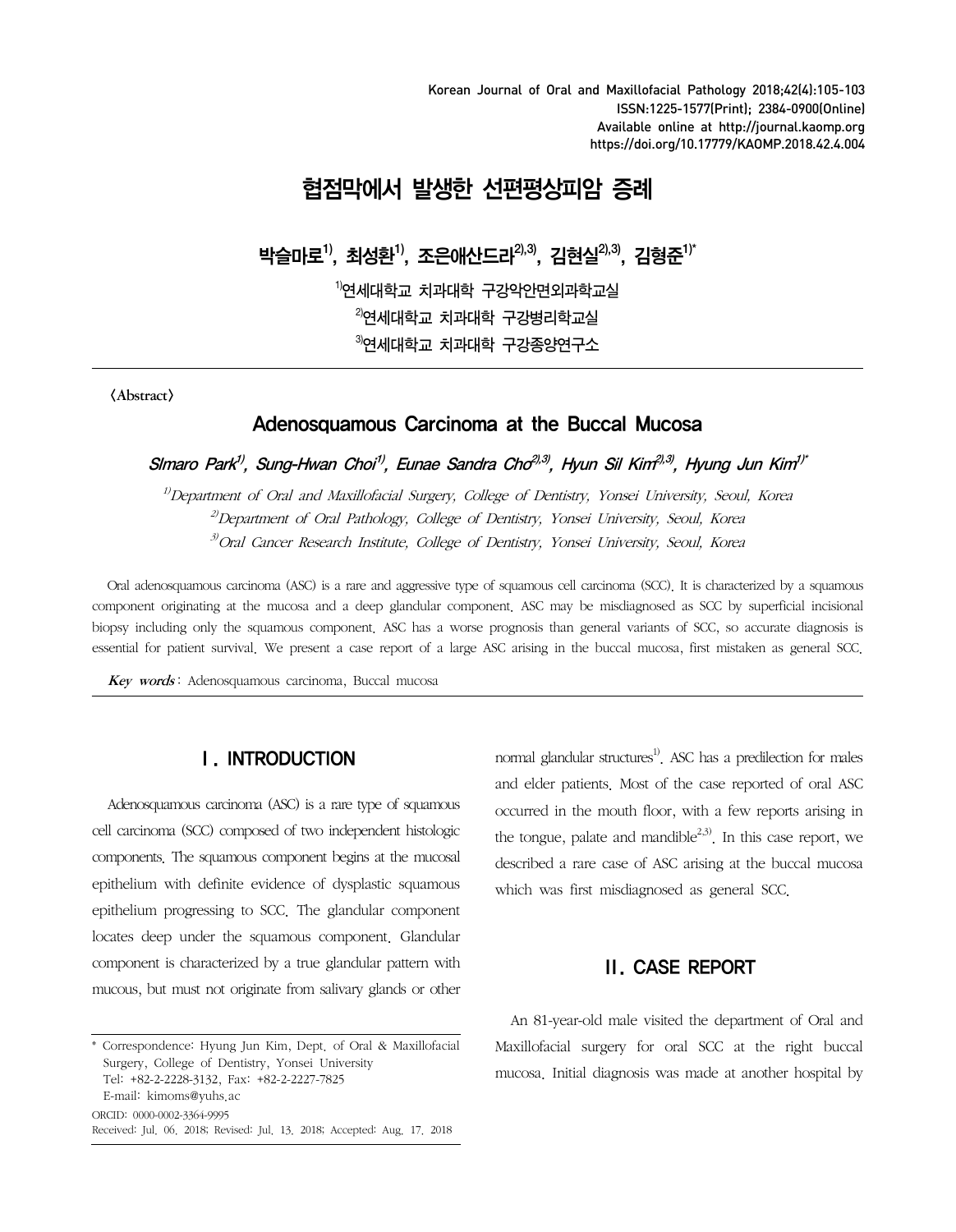# 협점막에서 발생한 선편평상피암 증례

**박슬마로[1], 최성환[1], 조은애산드라[2,3], 김현실[2,3], 김형준[1]***

[1]연세대학교 치과대학 구강악안면외과학교실

[2]연세대학교 치과대학 구강병리학교실

[3]연세대학교 치과대학 구강종양연구소

〈Abstract〉

## Adenosquamous Carcinoma at the Buccal Mucosa

*Slmaro Park[1], Sung-Hwan Choi[1], Eunae Sandra Cho[2,3], Hyun Sil Kim[2,3], Hyung Jun Kim[1]**

*[1]Department of Oral and Maxillofacial Surgery, College of Dentistry, Yonsei University, Seoul, Korea*

*[2]Department of Oral Pathology, College of Dentistry, Yonsei University, Seoul, Korea*

*[3]Oral Cancer Research Institute, College of Dentistry, Yonsei University, Seoul, Korea*

Oral adenosquamous carcinoma (ASC) is a rare and aggressive type of squamous cell carcinoma (SCC). It is characterized by a squamous component originating at the mucosa and a deep glandular component. ASC may be misdiagnosed as SCC by superficial incisional biopsy including only the squamous component. ASC has a worse prognosis than general variants of SCC, so accurate diagnosis is essential for patient survival. We present a case report of a large ASC arising in the buccal mucosa, first mistaken as general SCC.

***Key words***: Adenosquamous carcinoma, Buccal mucosa

## Ⅰ. INTRODUCTION

Adenosquamous carcinoma (ASC) is a rare type of squamous cell carcinoma (SCC) composed of two independent histologic components. The squamous component begins at the mucosal epithelium with definite evidence of dysplastic squamous epithelium progressing to SCC. The glandular component locates deep under the squamous component. Glandular component is characterized by a true glandular pattern with mucous, but must not originate from salivary glands or other normal glandular structures[1]. ASC has a predilection for males and elder patients. Most of the case reported of oral ASC occurred in the mouth floor, with a few reports arising in the tongue, palate and mandible[2,3]. In this case report, we described a rare case of ASC arising at the buccal mucosa which was first misdiagnosed as general SCC.

## Ⅱ. CASE REPORT

An 81-year-old male visited the department of Oral and Maxillofacial surgery for oral SCC at the right buccal mucosa. Initial diagnosis was made at another hospital by

---

\* Correspondence: Hyung Jun Kim, Dept. of Oral & Maxillofacial Surgery, College of Dentistry, Yonsei University
Tel: +82-2-2228-3132, Fax: +82-2-2227-7825
E-mail: kimoms@yuhs.ac

ORCID: 0000-0002-3364-9995

Received: Jul. 06. 2018; Revised: Jul. 13. 2018; Accepted: Aug. 17. 2018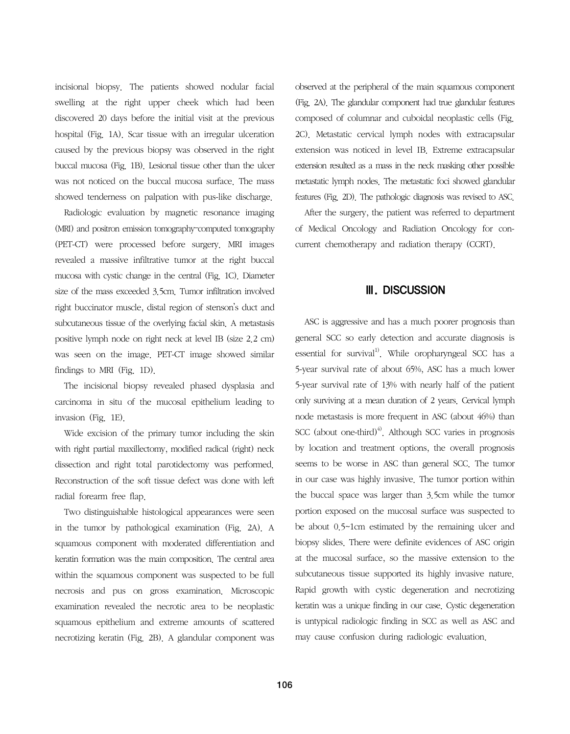incisional biopsy. The patients showed nodular facial swelling at the right upper cheek which had been discovered 20 days before the initial visit at the previous hospital (Fig. 1A). Scar tissue with an irregular ulceration caused by the previous biopsy was observed in the right buccal mucosa (Fig. 1B). Lesional tissue other than the ulcer was not noticed on the buccal mucosa surface. The mass showed tenderness on palpation with pus-like discharge.

Radiologic evaluation by magnetic resonance imaging (MRI) and positron emission tomography–computed tomography (PET-CT) were processed before surgery. MRI images revealed a massive infiltrative tumor at the right buccal mucosa with cystic change in the central (Fig. 1C). Diameter size of the mass exceeded 3.5cm. Tumor infiltration involved right buccinator muscle, distal region of stenson's duct and subcutaneous tissue of the overlying facial skin. A metastasis positive lymph node on right neck at level IB (size 2.2 cm) was seen on the image. PET-CT image showed similar findings to MRI (Fig. 1D).

The incisional biopsy revealed phased dysplasia and carcinoma in situ of the mucosal epithelium leading to invasion (Fig. 1E).

Wide excision of the primary tumor including the skin with right partial maxillectomy, modified radical (right) neck dissection and right total parotidectomy was performed. Reconstruction of the soft tissue defect was done with left radial forearm free flap.

Two distinguishable histological appearances were seen in the tumor by pathological examination (Fig. 2A). A squamous component with moderated differentiation and keratin formation was the main composition. The central area within the squamous component was suspected to be full necrosis and pus on gross examination. Microscopic examination revealed the necrotic area to be neoplastic squamous epithelium and extreme amounts of scattered necrotizing keratin (Fig. 2B). A glandular component was observed at the peripheral of the main squamous component (Fig. 2A). The glandular component had true glandular features composed of columnar and cuboidal neoplastic cells (Fig. 2C). Metastatic cervical lymph nodes with extracapsular extension was noticed in level IB. Extreme extracapsular extension resulted as a mass in the neck masking other possible metastatic lymph nodes. The metastatic foci showed glandular features (Fig. 2D). The pathologic diagnosis was revised to ASC.

After the surgery, the patient was referred to department of Medical Oncology and Radiation Oncology for concurrent chemotherapy and radiation therapy (CCRT).

## Ⅲ. DISCUSSION

ASC is aggressive and has a much poorer prognosis than general SCC so early detection and accurate diagnosis is essential for survival[1]. While oropharyngeal SCC has a 5-year survival rate of about 65%, ASC has a much lower 5-year survival rate of 13% with nearly half of the patient only surviving at a mean duration of 2 years. Cervical lymph node metastasis is more frequent in ASC (about 46%) than SCC (about one-third)[4]. Although SCC varies in prognosis by location and treatment options, the overall prognosis seems to be worse in ASC than general SCC. The tumor in our case was highly invasive. The tumor portion within the buccal space was larger than 3.5cm while the tumor portion exposed on the mucosal surface was suspected to be about 0.5~1cm estimated by the remaining ulcer and biopsy slides. There were definite evidences of ASC origin at the mucosal surface, so the massive extension to the subcutaneous tissue supported its highly invasive nature. Rapid growth with cystic degeneration and necrotizing keratin was a unique finding in our case. Cystic degeneration is untypical radiologic finding in SCC as well as ASC and may cause confusion during radiologic evaluation.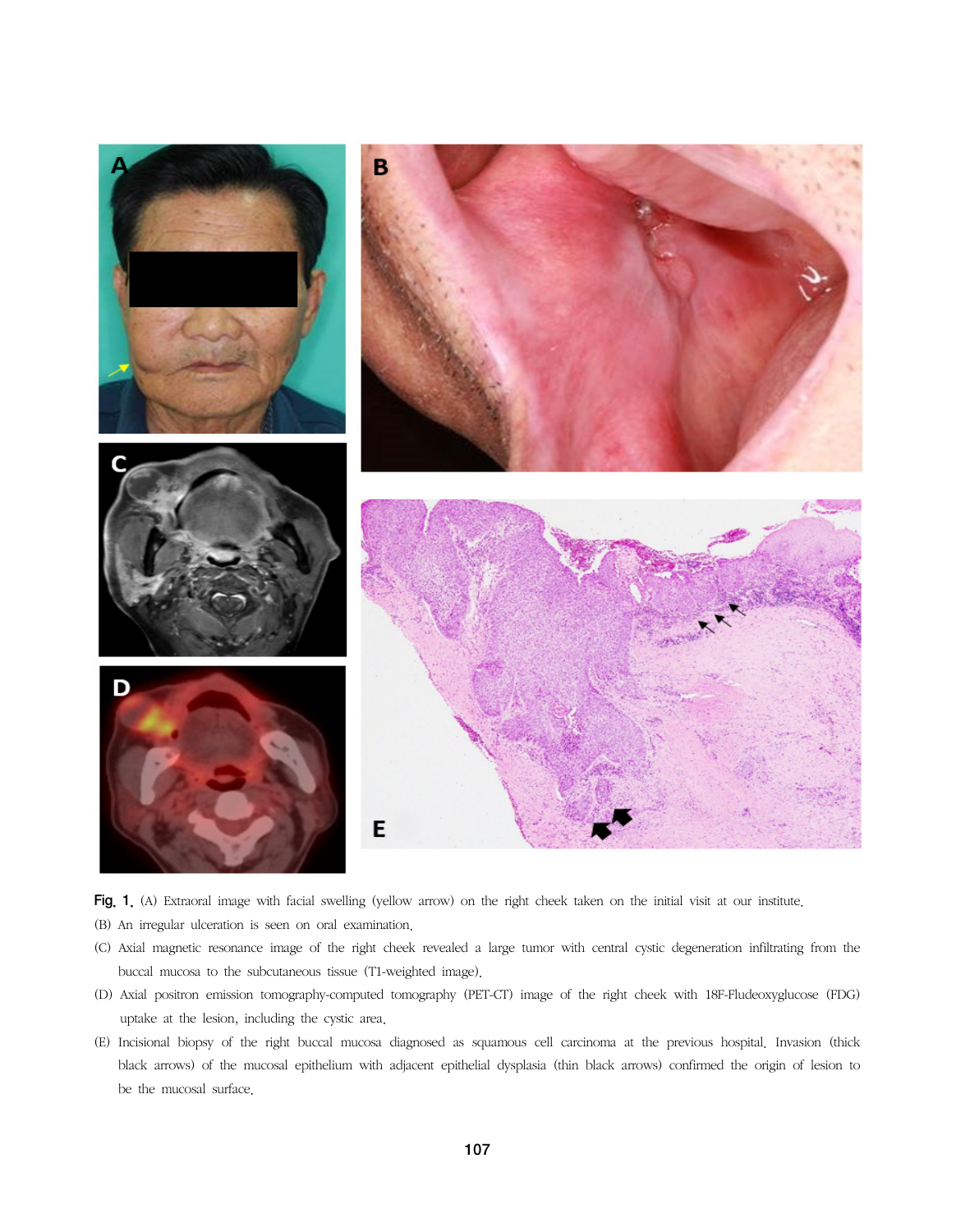Fig. 1. (A) Extraoral image with facial swelling (yellow arrow) on the right cheek taken on the initial visit at our institute.

(B) An irregular ulceration is seen on oral examination.

(C) Axial magnetic resonance image of the right cheek revealed a large tumor with central cystic degeneration infiltrating from the buccal mucosa to the subcutaneous tissue (T1-weighted image).

(D) Axial positron emission tomography-computed tomography (PET-CT) image of the right cheek with 18F-Fludeoxyglucose (FDG) uptake at the lesion, including the cystic area.

(E) Incisional biopsy of the right buccal mucosa diagnosed as squamous cell carcinoma at the previous hospital. Invasion (thick black arrows) of the mucosal epithelium with adjacent epithelial dysplasia (thin black arrows) confirmed the origin of lesion to be the mucosal surface.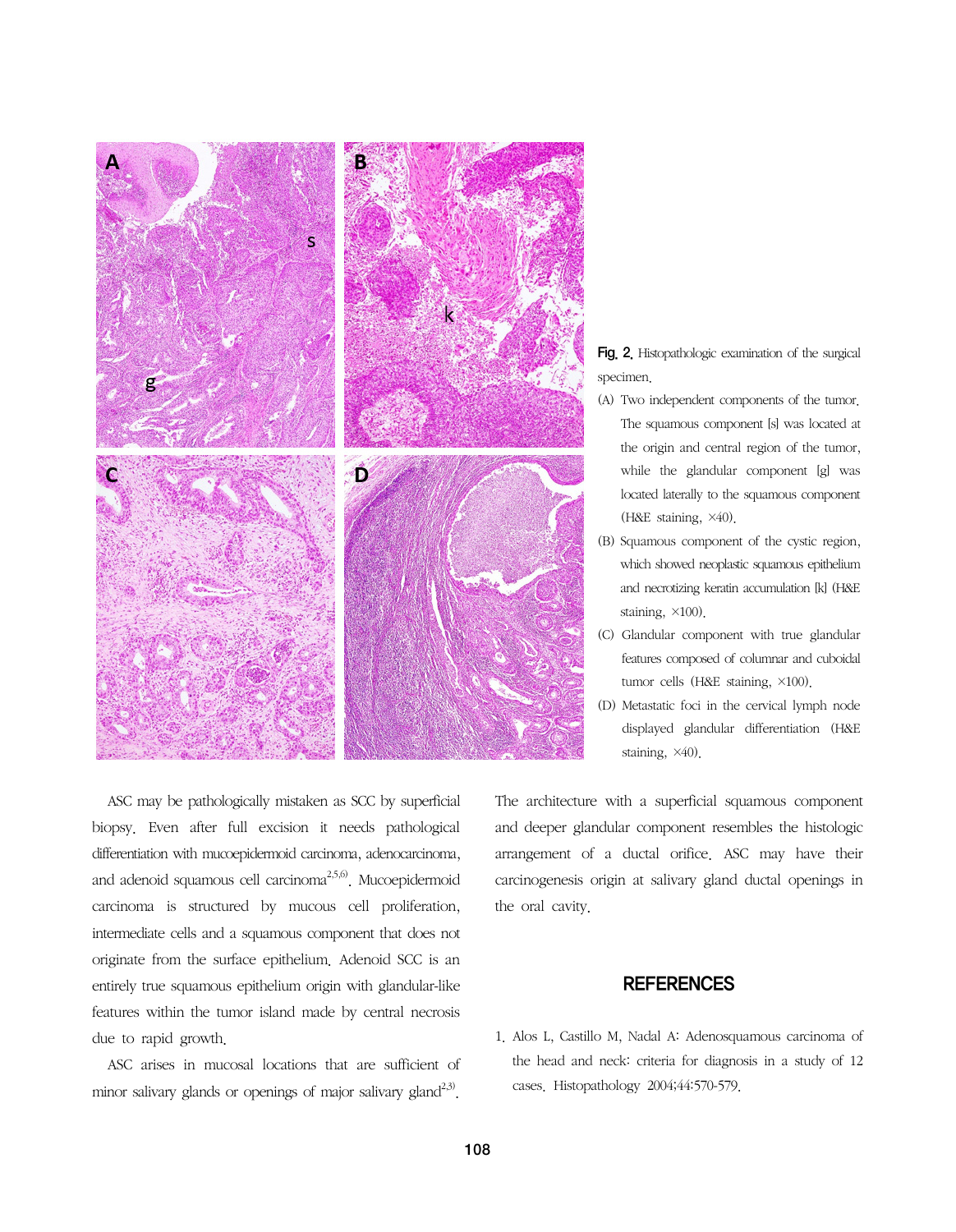Fig. 2. Histopathologic examination of the surgical specimen.

(A) Two independent components of the tumor. The squamous component [s] was located at the origin and central region of the tumor, while the glandular component [g] was located laterally to the squamous component (H&E staining, ×40).

(B) Squamous component of the cystic region, which showed neoplastic squamous epithelium and necrotizing keratin accumulation [k] (H&E staining, ×100).

(C) Glandular component with true glandular features composed of columnar and cuboidal tumor cells (H&E staining, ×100).

(D) Metastatic foci in the cervical lymph node displayed glandular differentiation (H&E staining, ×40).

ASC may be pathologically mistaken as SCC by superficial biopsy. Even after full excision it needs pathological differentiation with mucoepidermoid carcinoma, adenocarcinoma, and adenoid squamous cell carcinoma[2,5,6]. Mucoepidermoid carcinoma is structured by mucous cell proliferation, intermediate cells and a squamous component that does not originate from the surface epithelium. Adenoid SCC is an entirely true squamous epithelium origin with glandular-like features within the tumor island made by central necrosis due to rapid growth.

ASC arises in mucosal locations that are sufficient of minor salivary glands or openings of major salivary gland[2,3]. The architecture with a superficial squamous component and deeper glandular component resembles the histologic arrangement of a ductal orifice. ASC may have their carcinogenesis origin at salivary gland ductal openings in the oral cavity.

## REFERENCES

1. Alos L, Castillo M, Nadal A: Adenosquamous carcinoma of the head and neck: criteria for diagnosis in a study of 12 cases. Histopathology 2004;44:570-579.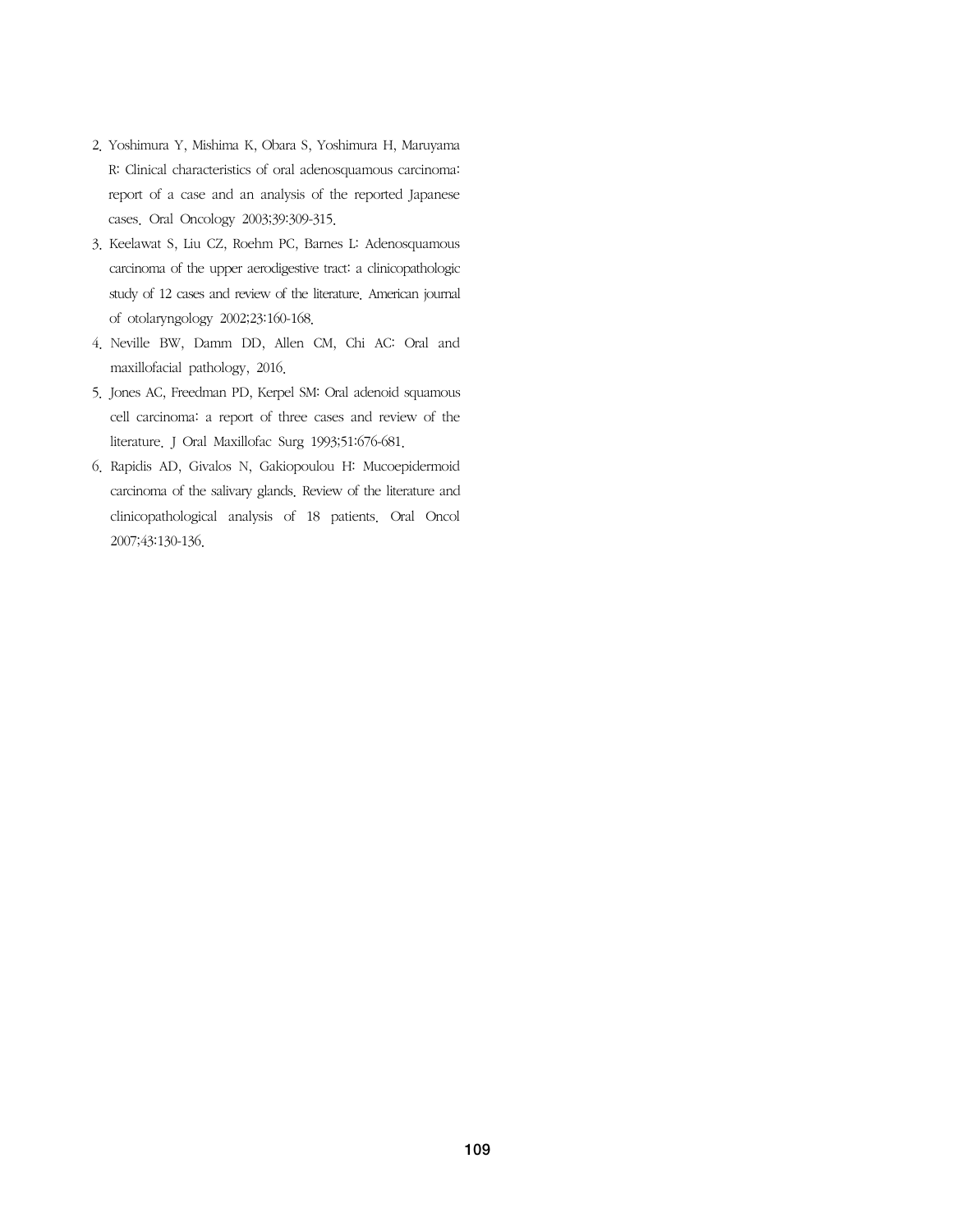2. Yoshimura Y, Mishima K, Obara S, Yoshimura H, Maruyama R: Clinical characteristics of oral adenosquamous carcinoma: report of a case and an analysis of the reported Japanese cases. Oral Oncology 2003;39:309-315.
3. Keelawat S, Liu CZ, Roehm PC, Barnes L: Adenosquamous carcinoma of the upper aerodigestive tract: a clinicopathologic study of 12 cases and review of the literature. American journal of otolaryngology 2002;23:160-168.
4. Neville BW, Damm DD, Allen CM, Chi AC: Oral and maxillofacial pathology, 2016.
5. Jones AC, Freedman PD, Kerpel SM: Oral adenoid squamous cell carcinoma: a report of three cases and review of the literature. J Oral Maxillofac Surg 1993;51:676-681.
6. Rapidis AD, Givalos N, Gakiopoulou H: Mucoepidermoid carcinoma of the salivary glands. Review of the literature and clinicopathological analysis of 18 patients. Oral Oncol 2007;43:130-136.